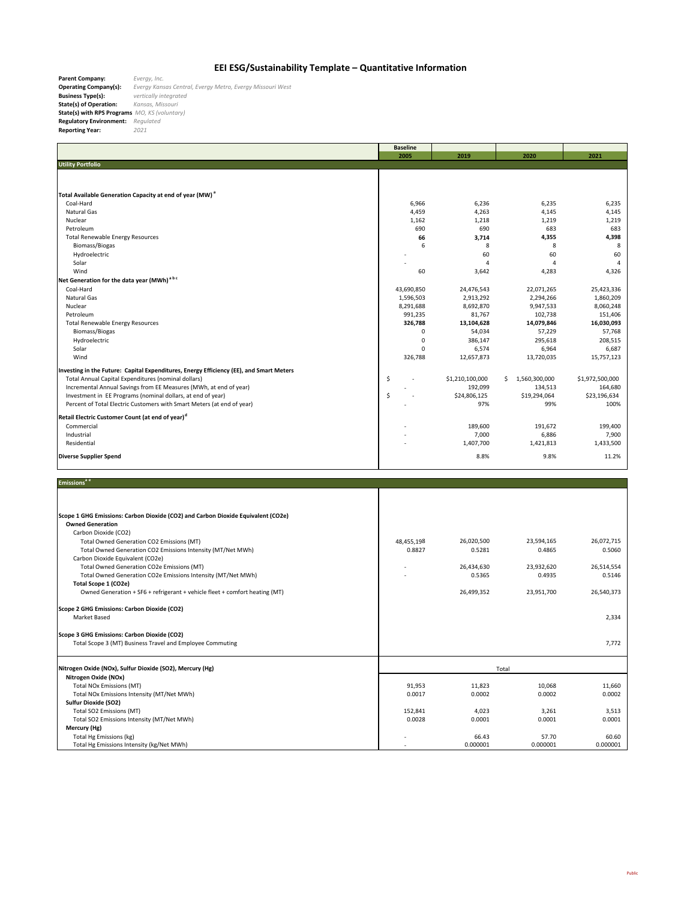# EEI ESG/Sustainability Template – Quantitative Information

**Parent Company:** *Evergy, Inc.*
**Operating Company(s):** *Evergy Kansas Central, Evergy Metro, Evergy Missouri West*
**Business Type(s):** *vertically integrated*
**State(s) of Operation:** *Kansas, Missouri*
**State(s) with RPS Programs** *MO, KS (voluntary)*
**Regulatory Environment:** *Regulated*
**Reporting Year:** *2021*

| | Baseline 2005 | 2019 | 2020 | 2021 |
|---|---|---|---|---|
| **Utility Portfolio** | | | | |
| **Total Available Generation Capacity at end of year (MW)** [a] | | | | |
| Coal-Hard | 6,966 | 6,236 | 6,235 | 6,235 |
| Natural Gas | 4,459 | 4,263 | 4,145 | 4,145 |
| Nuclear | 1,162 | 1,218 | 1,219 | 1,219 |
| Petroleum | 690 | 690 | 683 | 683 |
| Total Renewable Energy Resources | **66** | **3,714** | **4,355** | **4,398** |
| Biomass/Biogas | 6 | 8 | 8 | 8 |
| Hydroelectric | - | 60 | 60 | 60 |
| Solar | - | 4 | 4 | 4 |
| Wind | 60 | 3,642 | 4,283 | 4,326 |
| **Net Generation for the data year (MWh)** [a b c] | | | | |
| Coal-Hard | 43,690,850 | 24,476,543 | 22,071,265 | 25,423,336 |
| Natural Gas | 1,596,503 | 2,913,292 | 2,294,266 | 1,860,209 |
| Nuclear | 8,291,688 | 8,692,870 | 9,947,533 | 8,060,248 |
| Petroleum | 991,235 | 81,767 | 102,738 | 151,406 |
| Total Renewable Energy Resources | **326,788** | **13,104,628** | **14,079,846** | **16,030,093** |
| Biomass/Biogas | 0 | 54,034 | 57,229 | 57,768 |
| Hydroelectric | 0 | 386,147 | 295,618 | 208,515 |
| Solar | 0 | 6,574 | 6,964 | 6,687 |
| Wind | 326,788 | 12,657,873 | 13,720,035 | 15,757,123 |
| **Investing in the Future: Capital Expenditures, Energy Efficiency (EE), and Smart Meters** | | | | |
| Total Annual Capital Expenditures (nominal dollars) | $ - | $1,210,100,000 | $ 1,560,300,000 | $1,972,500,000 |
| Incremental Annual Savings from EE Measures (MWh, at end of year) | - | 192,099 | 134,513 | 164,680 |
| Investment in EE Programs (nominal dollars, at end of year) | $ - | $24,806,125 | $19,294,064 | $23,196,634 |
| Percent of Total Electric Customers with Smart Meters (at end of year) | - | 97% | 99% | 100% |
| **Retail Electric Customer Count (at end of year)** [d] | | | | |
| Commercial | - | 189,600 | 191,672 | 199,400 |
| Industrial | - | 7,000 | 6,886 | 7,900 |
| Residential | - | 1,407,700 | 1,421,813 | 1,433,500 |
| **Diverse Supplier Spend** | | 8.8% | 9.8% | 11.2% |

| **Emissions** [a e] | | | | |
|---|---|---|---|---|
| **Scope 1 GHG Emissions: Carbon Dioxide (CO2) and Carbon Dioxide Equivalent (CO2e)** | | | | |
| **Owned Generation** | | | | |
| Carbon Dioxide (CO2) | | | | |
| Total Owned Generation CO2 Emissions (MT) | 48,455,198 | 26,020,500 | 23,594,165 | 26,072,715 |
| Total Owned Generation CO2 Emissions Intensity (MT/Net MWh) | 0.8827 | 0.5281 | 0.4865 | 0.5060 |
| Carbon Dioxide Equivalent (CO2e) | | | | |
| Total Owned Generation CO2e Emissions (MT) | - | 26,434,630 | 23,932,620 | 26,514,554 |
| Total Owned Generation CO2e Emissions Intensity (MT/Net MWh) | - | 0.5365 | 0.4935 | 0.5146 |
| **Total Scope 1 (CO2e)** | | | | |
| Owned Generation + SF6 + refrigerant + vehicle fleet + comfort heating (MT) | | 26,499,352 | 23,951,700 | 26,540,373 |
| **Scope 2 GHG Emissions: Carbon Dioxide (CO2)** | | | | |
| Market Based | | | | 2,334 |
| **Scope 3 GHG Emissions: Carbon Dioxide (CO2)** | | | | |
| Total Scope 3 (MT) Business Travel and Employee Commuting | | | | 7,772 |
| **Nitrogen Oxide (NOx), Sulfur Dioxide (SO2), Mercury (Hg)** | Total | | | |
| **Nitrogen Oxide (NOx)** | | | | |
| Total NOx Emissions (MT) | 91,953 | 11,823 | 10,068 | 11,660 |
| Total NOx Emissions Intensity (MT/Net MWh) | 0.0017 | 0.0002 | 0.0002 | 0.0002 |
| **Sulfur Dioxide (SO2)** | | | | |
| Total SO2 Emissions (MT) | 152,841 | 4,023 | 3,261 | 3,513 |
| Total SO2 Emissions Intensity (MT/Net MWh) | 0.0028 | 0.0001 | 0.0001 | 0.0001 |
| **Mercury (Hg)** | | | | |
| Total Hg Emissions (kg) | - | 66.43 | 57.70 | 60.60 |
| Total Hg Emissions Intensity (kg/Net MWh) | - | 0.000001 | 0.000001 | 0.000001 |

Public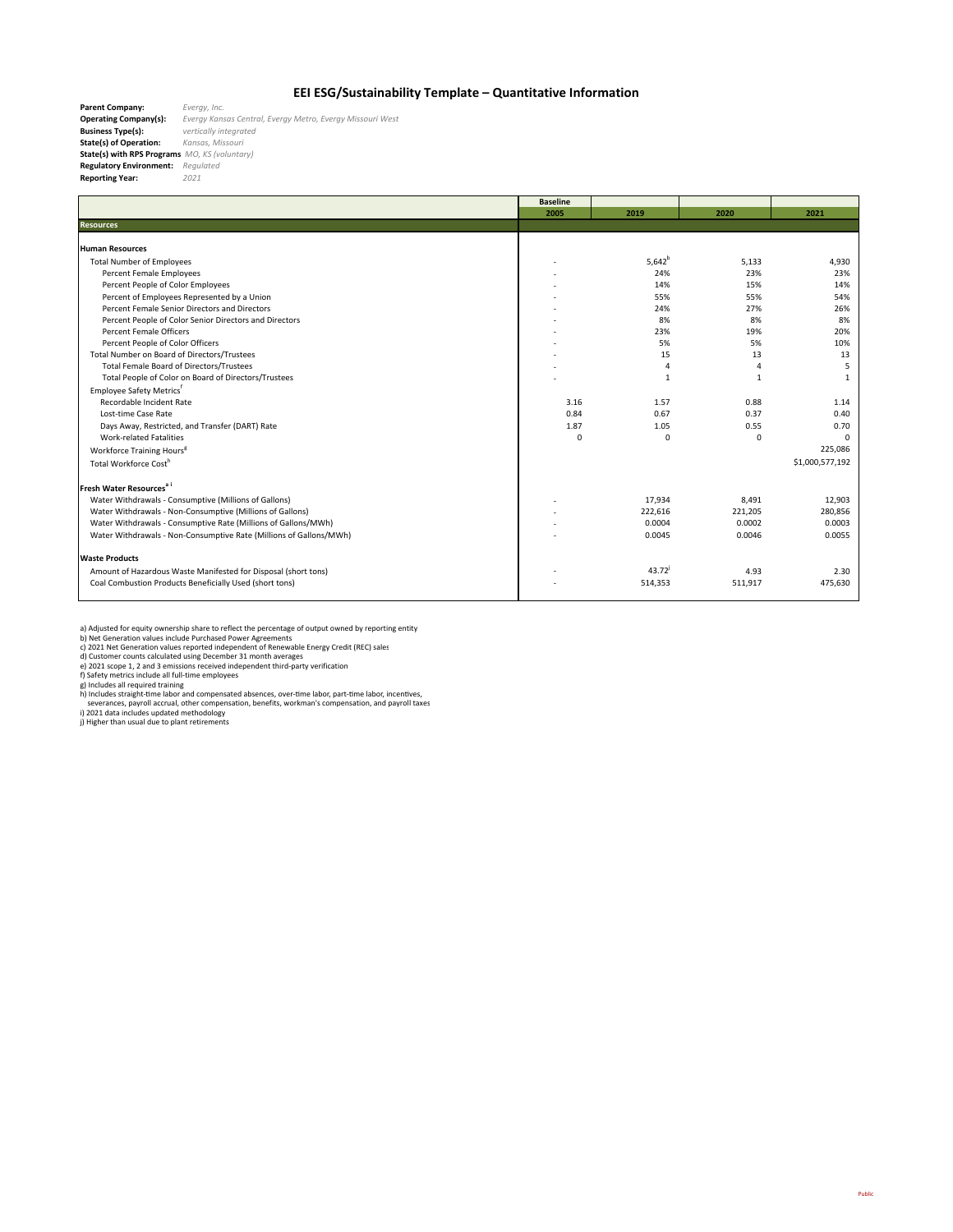# EEI ESG/Sustainability Template – Quantitative Information

**Parent Company:** *Evergy, Inc.*
**Operating Company(s):** *Evergy Kansas Central, Evergy Metro, Evergy Missouri West*
**Business Type(s):** *vertically integrated*
**State(s) of Operation:** *Kansas, Missouri*
**State(s) with RPS Programs** *MO, KS (voluntary)*
**Regulatory Environment:** *Regulated*
**Reporting Year:** *2021*

| | Baseline 2005 | 2019 | 2020 | 2021 |
|---|---|---|---|---|
| **Resources** | | | | |
| **Human Resources** | | | | |
| Total Number of Employees | - | 5,642[b] | 5,133 | 4,930 |
| Percent Female Employees | - | 24% | 23% | 23% |
| Percent People of Color Employees | - | 14% | 15% | 14% |
| Percent of Employees Represented by a Union | - | 55% | 55% | 54% |
| Percent Female Senior Directors and Directors | - | 24% | 27% | 26% |
| Percent People of Color Senior Directors and Directors | - | 8% | 8% | 8% |
| Percent Female Officers | - | 23% | 19% | 20% |
| Percent People of Color Officers | - | 5% | 5% | 10% |
| Total Number on Board of Directors/Trustees | - | 15 | 13 | 13 |
| Total Female Board of Directors/Trustees | - | 4 | 4 | 5 |
| Total People of Color on Board of Directors/Trustees | - | 1 | 1 | 1 |
| Employee Safety Metrics[f] | | | | |
| Recordable Incident Rate | 3.16 | 1.57 | 0.88 | 1.14 |
| Lost-time Case Rate | 0.84 | 0.67 | 0.37 | 0.40 |
| Days Away, Restricted, and Transfer (DART) Rate | 1.87 | 1.05 | 0.55 | 0.70 |
| Work-related Fatalities | 0 | 0 | 0 | 0 |
| Workforce Training Hours[g] | | | | 225,086 |
| Total Workforce Cost[h] | | | | $1,000,577,192 |
| **Fresh Water Resources[a i]** | | | | |
| Water Withdrawals - Consumptive (Millions of Gallons) | - | 17,934 | 8,491 | 12,903 |
| Water Withdrawals - Non-Consumptive (Millions of Gallons) | - | 222,616 | 221,205 | 280,856 |
| Water Withdrawals - Consumptive Rate (Millions of Gallons/MWh) | - | 0.0004 | 0.0002 | 0.0003 |
| Water Withdrawals - Non-Consumptive Rate (Millions of Gallons/MWh) | - | 0.0045 | 0.0046 | 0.0055 |
| **Waste Products** | | | | |
| Amount of Hazardous Waste Manifested for Disposal (short tons) | - | 43.72[j] | 4.93 | 2.30 |
| Coal Combustion Products Beneficially Used (short tons) | - | 514,353 | 511,917 | 475,630 |

a) Adjusted for equity ownership share to reflect the percentage of output owned by reporting entity
b) Net Generation values include Purchased Power Agreements
c) 2021 Net Generation values reported independent of Renewable Energy Credit (REC) sales
d) Customer counts calculated using December 31 month averages
e) 2021 scope 1, 2 and 3 emissions received independent third-party verification
f) Safety metrics include all full-time employees
g) Includes all required training
h) Includes straight-time labor and compensated absences, over-time labor, part-time labor, incentives, severances, payroll accrual, other compensation, benefits, workman's compensation, and payroll taxes
i) 2021 data includes updated methodology
j) Higher than usual due to plant retirements